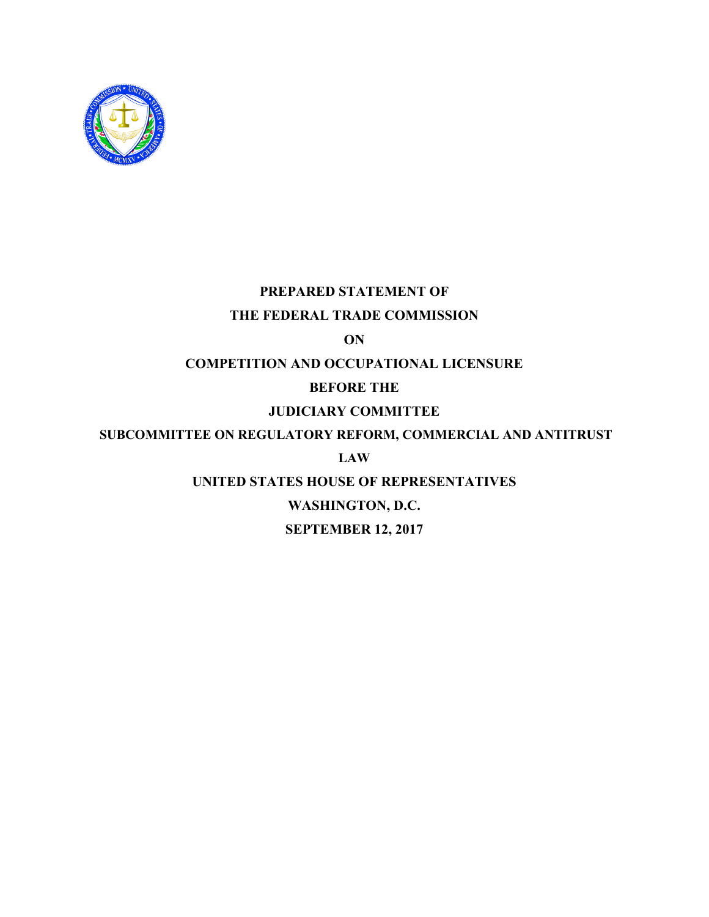**PREPARED STATEMENT OF**

**THE FEDERAL TRADE COMMISSION**

**ON**

**COMPETITION AND OCCUPATIONAL LICENSURE**

**BEFORE THE**

**JUDICIARY COMMITTEE**

**SUBCOMMITTEE ON REGULATORY REFORM, COMMERCIAL AND ANTITRUST LAW**

**UNITED STATES HOUSE OF REPRESENTATIVES**

**WASHINGTON, D.C.**

**SEPTEMBER 12, 2017**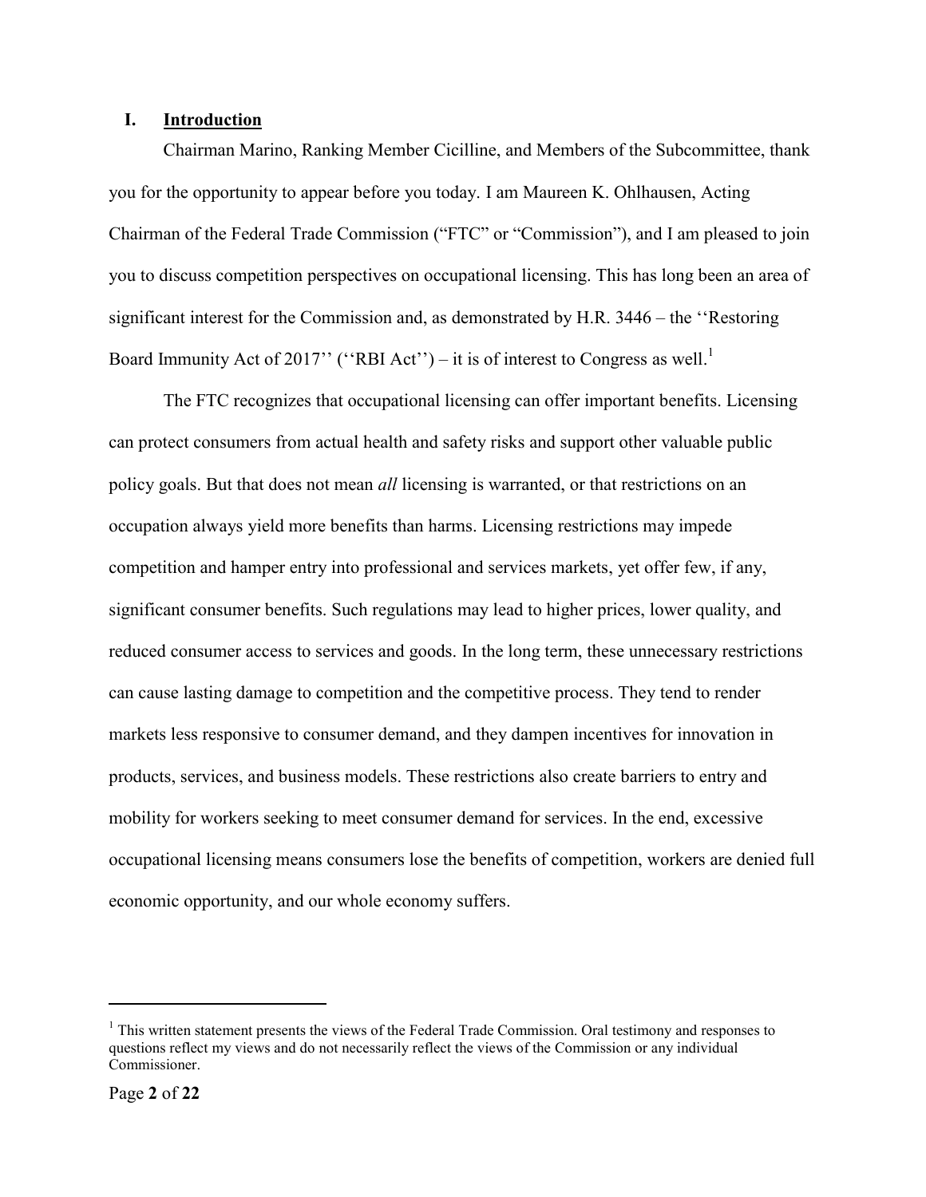## I. Introduction

Chairman Marino, Ranking Member Cicilline, and Members of the Subcommittee, thank you for the opportunity to appear before you today. I am Maureen K. Ohlhausen, Acting Chairman of the Federal Trade Commission ("FTC" or "Commission"), and I am pleased to join you to discuss competition perspectives on occupational licensing. This has long been an area of significant interest for the Commission and, as demonstrated by H.R. 3446 – the ''Restoring Board Immunity Act of 2017'' (''RBI Act'') – it is of interest to Congress as well.[1]

The FTC recognizes that occupational licensing can offer important benefits. Licensing can protect consumers from actual health and safety risks and support other valuable public policy goals. But that does not mean *all* licensing is warranted, or that restrictions on an occupation always yield more benefits than harms. Licensing restrictions may impede competition and hamper entry into professional and services markets, yet offer few, if any, significant consumer benefits. Such regulations may lead to higher prices, lower quality, and reduced consumer access to services and goods. In the long term, these unnecessary restrictions can cause lasting damage to competition and the competitive process. They tend to render markets less responsive to consumer demand, and they dampen incentives for innovation in products, services, and business models. These restrictions also create barriers to entry and mobility for workers seeking to meet consumer demand for services. In the end, excessive occupational licensing means consumers lose the benefits of competition, workers are denied full economic opportunity, and our whole economy suffers.

---

[1] This written statement presents the views of the Federal Trade Commission. Oral testimony and responses to questions reflect my views and do not necessarily reflect the views of the Commission or any individual Commissioner.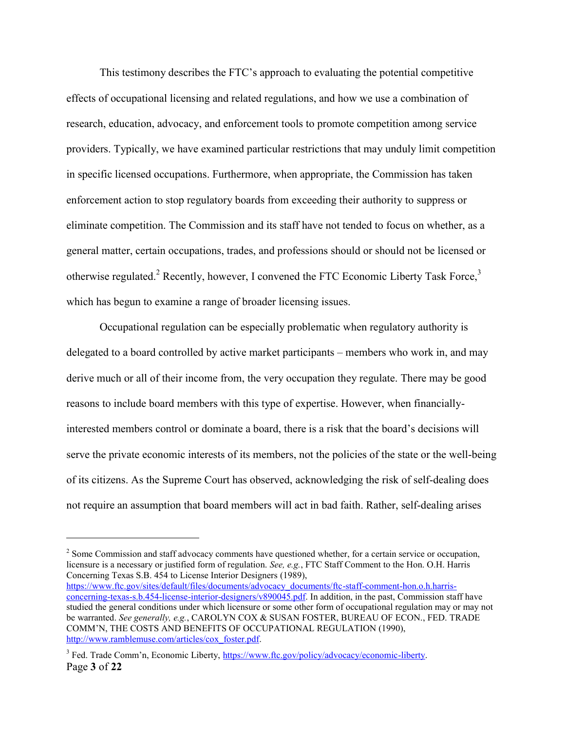This testimony describes the FTC's approach to evaluating the potential competitive effects of occupational licensing and related regulations, and how we use a combination of research, education, advocacy, and enforcement tools to promote competition among service providers. Typically, we have examined particular restrictions that may unduly limit competition in specific licensed occupations. Furthermore, when appropriate, the Commission has taken enforcement action to stop regulatory boards from exceeding their authority to suppress or eliminate competition. The Commission and its staff have not tended to focus on whether, as a general matter, certain occupations, trades, and professions should or should not be licensed or otherwise regulated.[2] Recently, however, I convened the FTC Economic Liberty Task Force,[3] which has begun to examine a range of broader licensing issues.

Occupational regulation can be especially problematic when regulatory authority is delegated to a board controlled by active market participants – members who work in, and may derive much or all of their income from, the very occupation they regulate. There may be good reasons to include board members with this type of expertise. However, when financially-interested members control or dominate a board, there is a risk that the board's decisions will serve the private economic interests of its members, not the policies of the state or the well-being of its citizens. As the Supreme Court has observed, acknowledging the risk of self-dealing does not require an assumption that board members will act in bad faith. Rather, self-dealing arises

---

[2] Some Commission and staff advocacy comments have questioned whether, for a certain service or occupation, licensure is a necessary or justified form of regulation. *See, e.g.*, FTC Staff Comment to the Hon. O.H. Harris Concerning Texas S.B. 454 to License Interior Designers (1989), https://www.ftc.gov/sites/default/files/documents/advocacy_documents/ftc-staff-comment-hon.o.h.harris-concerning-texas-s.b.454-license-interior-designers/v890045.pdf. In addition, in the past, Commission staff have studied the general conditions under which licensure or some other form of occupational regulation may or may not be warranted. *See generally, e.g.*, CAROLYN COX & SUSAN FOSTER, BUREAU OF ECON., FED. TRADE COMM'N, THE COSTS AND BENEFITS OF OCCUPATIONAL REGULATION (1990), http://www.ramblemuse.com/articles/cox_foster.pdf.

[3] Fed. Trade Comm'n, Economic Liberty, https://www.ftc.gov/policy/advocacy/economic-liberty.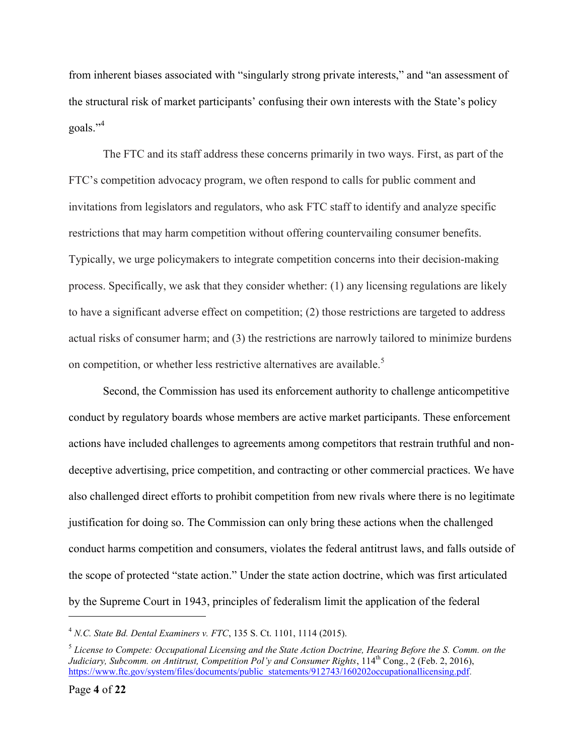from inherent biases associated with "singularly strong private interests," and "an assessment of the structural risk of market participants' confusing their own interests with the State's policy goals."[4]

The FTC and its staff address these concerns primarily in two ways. First, as part of the FTC's competition advocacy program, we often respond to calls for public comment and invitations from legislators and regulators, who ask FTC staff to identify and analyze specific restrictions that may harm competition without offering countervailing consumer benefits. Typically, we urge policymakers to integrate competition concerns into their decision-making process. Specifically, we ask that they consider whether: (1) any licensing regulations are likely to have a significant adverse effect on competition; (2) those restrictions are targeted to address actual risks of consumer harm; and (3) the restrictions are narrowly tailored to minimize burdens on competition, or whether less restrictive alternatives are available.[5]

Second, the Commission has used its enforcement authority to challenge anticompetitive conduct by regulatory boards whose members are active market participants. These enforcement actions have included challenges to agreements among competitors that restrain truthful and non-deceptive advertising, price competition, and contracting or other commercial practices. We have also challenged direct efforts to prohibit competition from new rivals where there is no legitimate justification for doing so. The Commission can only bring these actions when the challenged conduct harms competition and consumers, violates the federal antitrust laws, and falls outside of the scope of protected "state action." Under the state action doctrine, which was first articulated by the Supreme Court in 1943, principles of federalism limit the application of the federal

---

[4] *N.C. State Bd. Dental Examiners v. FTC*, 135 S. Ct. 1101, 1114 (2015).

[5] *License to Compete: Occupational Licensing and the State Action Doctrine, Hearing Before the S. Comm. on the Judiciary, Subcomm. on Antitrust, Competition Pol'y and Consumer Rights*, 114th Cong., 2 (Feb. 2, 2016), https://www.ftc.gov/system/files/documents/public_statements/912743/160202occupationallicensing.pdf.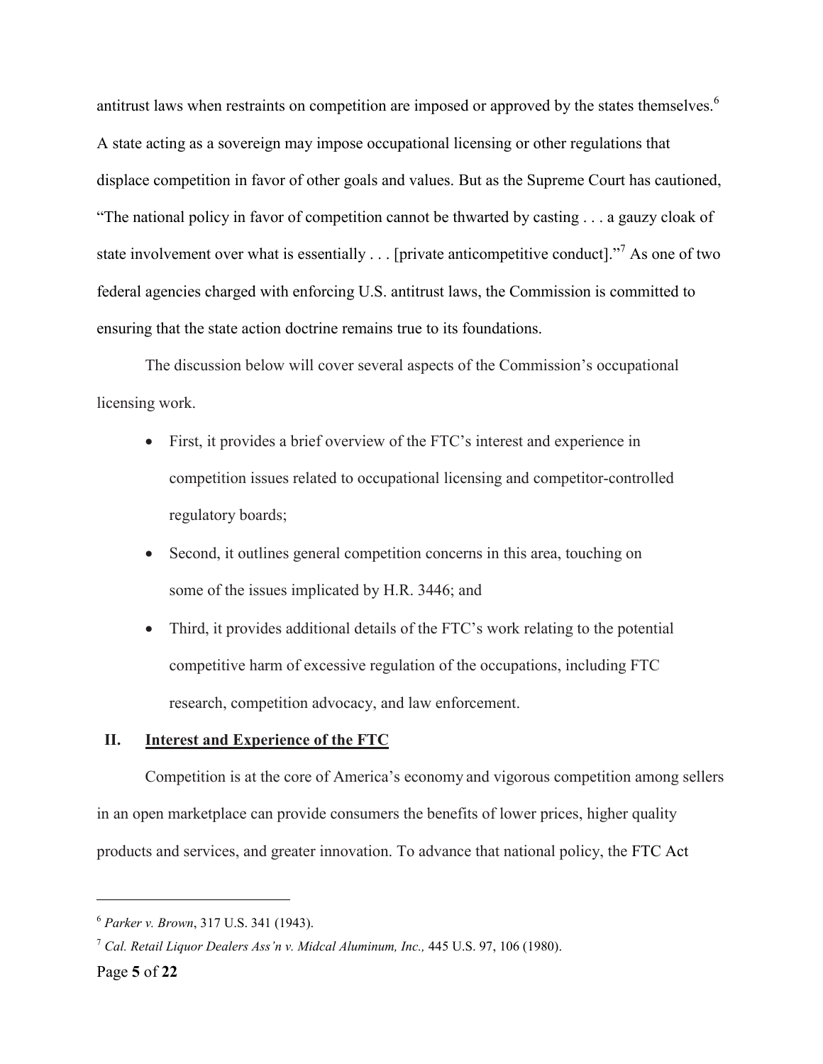antitrust laws when restraints on competition are imposed or approved by the states themselves.[6] A state acting as a sovereign may impose occupational licensing or other regulations that displace competition in favor of other goals and values. But as the Supreme Court has cautioned, "The national policy in favor of competition cannot be thwarted by casting . . . a gauzy cloak of state involvement over what is essentially . . . [private anticompetitive conduct]."[7] As one of two federal agencies charged with enforcing U.S. antitrust laws, the Commission is committed to ensuring that the state action doctrine remains true to its foundations.

The discussion below will cover several aspects of the Commission's occupational licensing work.

- First, it provides a brief overview of the FTC's interest and experience in competition issues related to occupational licensing and competitor-controlled regulatory boards;
- Second, it outlines general competition concerns in this area, touching on some of the issues implicated by H.R. 3446; and
- Third, it provides additional details of the FTC's work relating to the potential competitive harm of excessive regulation of the occupations, including FTC research, competition advocacy, and law enforcement.

## II. <u>Interest and Experience of the FTC</u>

Competition is at the core of America's economy and vigorous competition among sellers in an open marketplace can provide consumers the benefits of lower prices, higher quality products and services, and greater innovation. To advance that national policy, the FTC Act

---

[6] *Parker v. Brown*, 317 U.S. 341 (1943).

[7] *Cal. Retail Liquor Dealers Ass'n v. Midcal Aluminum, Inc.,* 445 U.S. 97, 106 (1980).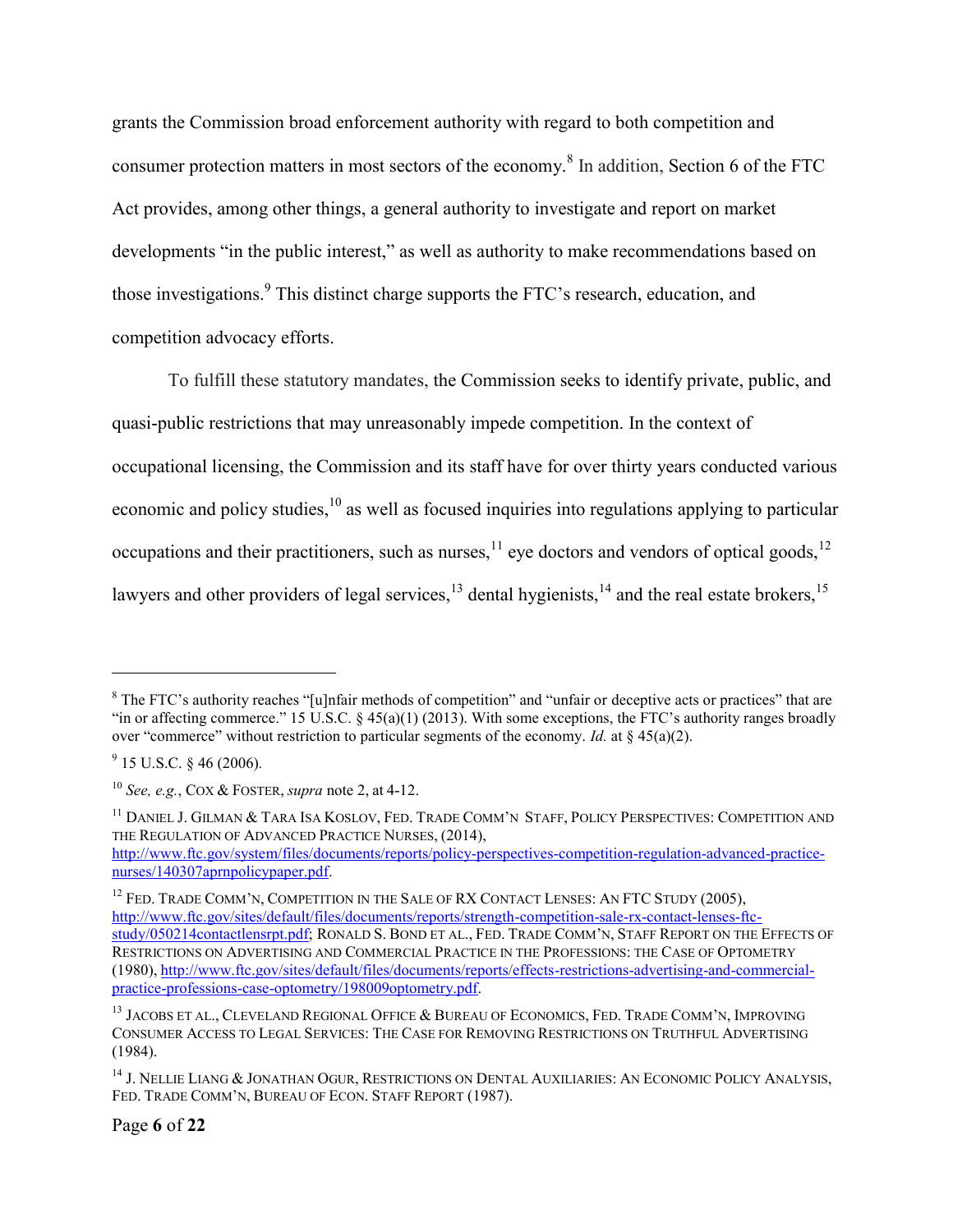grants the Commission broad enforcement authority with regard to both competition and consumer protection matters in most sectors of the economy.[8] In addition, Section 6 of the FTC Act provides, among other things, a general authority to investigate and report on market developments "in the public interest," as well as authority to make recommendations based on those investigations.[9] This distinct charge supports the FTC's research, education, and competition advocacy efforts.

To fulfill these statutory mandates, the Commission seeks to identify private, public, and quasi-public restrictions that may unreasonably impede competition. In the context of occupational licensing, the Commission and its staff have for over thirty years conducted various economic and policy studies,[10] as well as focused inquiries into regulations applying to particular occupations and their practitioners, such as nurses,[11] eye doctors and vendors of optical goods,[12] lawyers and other providers of legal services,[13] dental hygienists,[14] and the real estate brokers,[15]

---

[8] The FTC's authority reaches "[u]nfair methods of competition" and "unfair or deceptive acts or practices" that are "in or affecting commerce." 15 U.S.C. § 45(a)(1) (2013). With some exceptions, the FTC's authority ranges broadly over "commerce" without restriction to particular segments of the economy. *Id.* at § 45(a)(2).

[9] 15 U.S.C. § 46 (2006).

[10] *See, e.g.*, COX & FOSTER, *supra* note 2, at 4-12.

[11] DANIEL J. GILMAN & TARA ISA KOSLOV, FED. TRADE COMM'N STAFF, POLICY PERSPECTIVES: COMPETITION AND THE REGULATION OF ADVANCED PRACTICE NURSES, (2014), http://www.ftc.gov/system/files/documents/reports/policy-perspectives-competition-regulation-advanced-practice-nurses/140307aprnpolicypaper.pdf.

[12] FED. TRADE COMM'N, COMPETITION IN THE SALE OF RX CONTACT LENSES: AN FTC STUDY (2005), http://www.ftc.gov/sites/default/files/documents/reports/strength-competition-sale-rx-contact-lenses-ftc-study/050214contactlensrpt.pdf; RONALD S. BOND ET AL., FED. TRADE COMM'N, STAFF REPORT ON THE EFFECTS OF RESTRICTIONS ON ADVERTISING AND COMMERCIAL PRACTICE IN THE PROFESSIONS: THE CASE OF OPTOMETRY (1980), http://www.ftc.gov/sites/default/files/documents/reports/effects-restrictions-advertising-and-commercial-practice-professions-case-optometry/198009optometry.pdf.

[13] JACOBS ET AL., CLEVELAND REGIONAL OFFICE & BUREAU OF ECONOMICS, FED. TRADE COMM'N, IMPROVING CONSUMER ACCESS TO LEGAL SERVICES: THE CASE FOR REMOVING RESTRICTIONS ON TRUTHFUL ADVERTISING (1984).

[14] J. NELLIE LIANG & JONATHAN OGUR, RESTRICTIONS ON DENTAL AUXILIARIES: AN ECONOMIC POLICY ANALYSIS, FED. TRADE COMM'N, BUREAU OF ECON. STAFF REPORT (1987).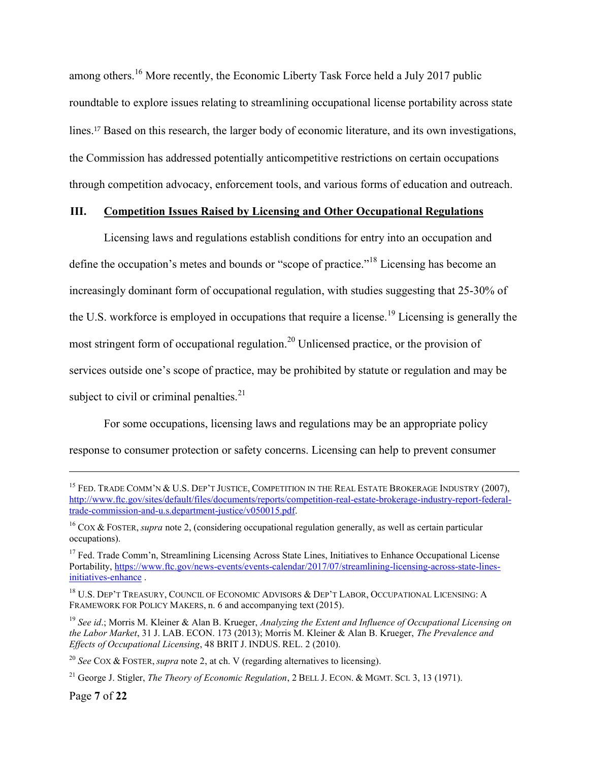among others.[16] More recently, the Economic Liberty Task Force held a July 2017 public roundtable to explore issues relating to streamlining occupational license portability across state lines.[17] Based on this research, the larger body of economic literature, and its own investigations, the Commission has addressed potentially anticompetitive restrictions on certain occupations through competition advocacy, enforcement tools, and various forms of education and outreach.

## III. Competition Issues Raised by Licensing and Other Occupational Regulations

Licensing laws and regulations establish conditions for entry into an occupation and define the occupation's metes and bounds or "scope of practice."[18] Licensing has become an increasingly dominant form of occupational regulation, with studies suggesting that 25-30% of the U.S. workforce is employed in occupations that require a license.[19] Licensing is generally the most stringent form of occupational regulation.[20] Unlicensed practice, or the provision of services outside one's scope of practice, may be prohibited by statute or regulation and may be subject to civil or criminal penalties.[21]

For some occupations, licensing laws and regulations may be an appropriate policy response to consumer protection or safety concerns. Licensing can help to prevent consumer

---

[15] FED. TRADE COMM'N & U.S. DEP'T JUSTICE, COMPETITION IN THE REAL ESTATE BROKERAGE INDUSTRY (2007), http://www.ftc.gov/sites/default/files/documents/reports/competition-real-estate-brokerage-industry-report-federal-trade-commission-and-u.s.department-justice/v050015.pdf.

[16] COX & FOSTER, *supra* note 2, (considering occupational regulation generally, as well as certain particular occupations).

[17] Fed. Trade Comm'n, Streamlining Licensing Across State Lines, Initiatives to Enhance Occupational License Portability, https://www.ftc.gov/news-events/events-calendar/2017/07/streamlining-licensing-across-state-lines-initiatives-enhance .

[18] U.S. DEP'T TREASURY, COUNCIL OF ECONOMIC ADVISORS & DEP'T LABOR, OCCUPATIONAL LICENSING: A FRAMEWORK FOR POLICY MAKERS, n. 6 and accompanying text (2015).

[19] *See id*.; Morris M. Kleiner & Alan B. Krueger, *Analyzing the Extent and Influence of Occupational Licensing on the Labor Market*, 31 J. LAB. ECON. 173 (2013); Morris M. Kleiner & Alan B. Krueger, *The Prevalence and Effects of Occupational Licensing*, 48 BRIT J. INDUS. REL. 2 (2010).

[20] *See* COX & FOSTER, *supra* note 2, at ch. V (regarding alternatives to licensing).

[21] George J. Stigler, *The Theory of Economic Regulation*, 2 BELL J. ECON. & MGMT. SCI. 3, 13 (1971).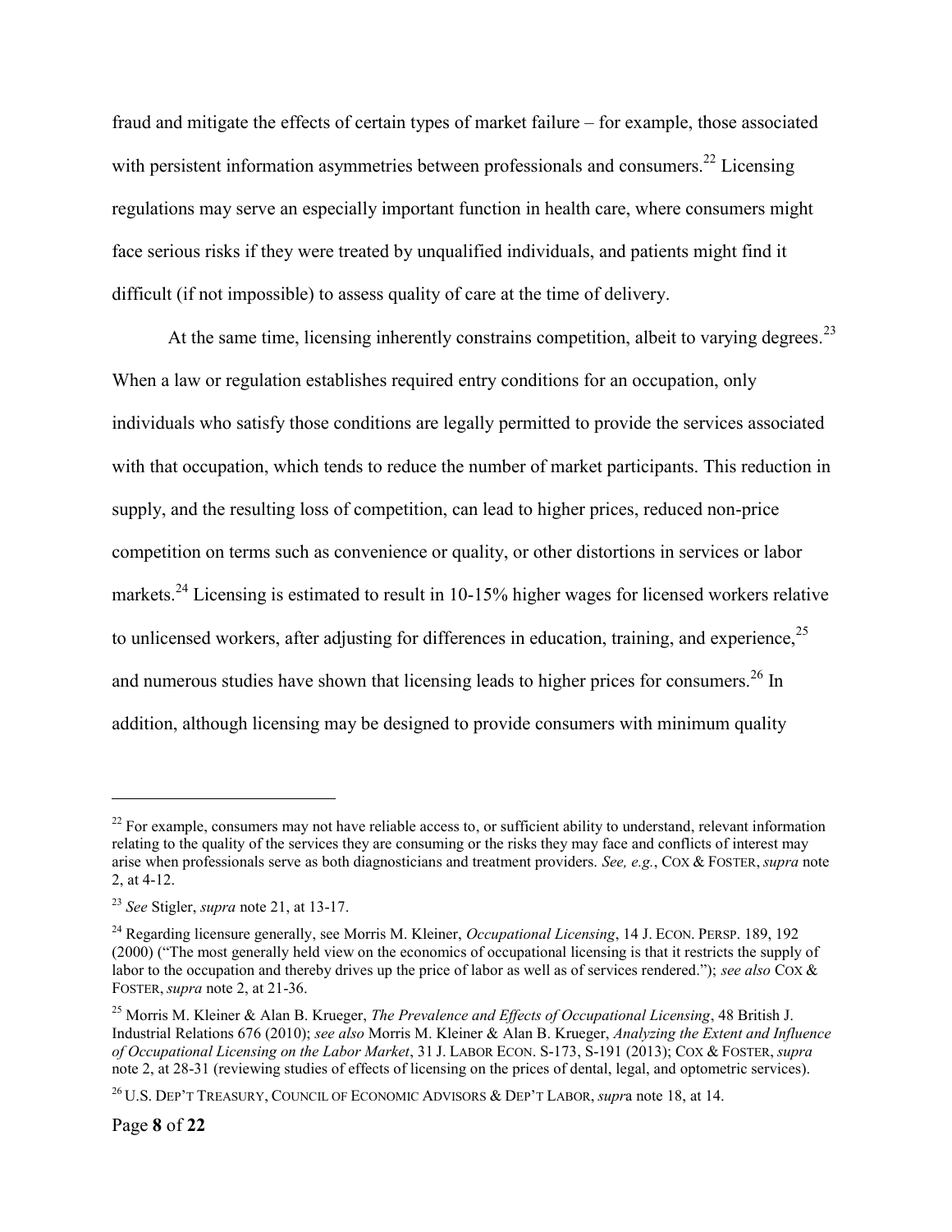fraud and mitigate the effects of certain types of market failure – for example, those associated with persistent information asymmetries between professionals and consumers.[22] Licensing regulations may serve an especially important function in health care, where consumers might face serious risks if they were treated by unqualified individuals, and patients might find it difficult (if not impossible) to assess quality of care at the time of delivery.

At the same time, licensing inherently constrains competition, albeit to varying degrees.[23] When a law or regulation establishes required entry conditions for an occupation, only individuals who satisfy those conditions are legally permitted to provide the services associated with that occupation, which tends to reduce the number of market participants. This reduction in supply, and the resulting loss of competition, can lead to higher prices, reduced non-price competition on terms such as convenience or quality, or other distortions in services or labor markets.[24] Licensing is estimated to result in 10-15% higher wages for licensed workers relative to unlicensed workers, after adjusting for differences in education, training, and experience,[25] and numerous studies have shown that licensing leads to higher prices for consumers.[26] In addition, although licensing may be designed to provide consumers with minimum quality

---

[22] For example, consumers may not have reliable access to, or sufficient ability to understand, relevant information relating to the quality of the services they are consuming or the risks they may face and conflicts of interest may arise when professionals serve as both diagnosticians and treatment providers. *See, e.g.*, COX & FOSTER, *supra* note 2, at 4-12.

[23] *See* Stigler, *supra* note 21, at 13-17.

[24] Regarding licensure generally, see Morris M. Kleiner, *Occupational Licensing*, 14 J. ECON. PERSP. 189, 192 (2000) ("The most generally held view on the economics of occupational licensing is that it restricts the supply of labor to the occupation and thereby drives up the price of labor as well as of services rendered."); *see also* COX & FOSTER, *supra* note 2, at 21-36.

[25] Morris M. Kleiner & Alan B. Krueger, *The Prevalence and Effects of Occupational Licensing*, 48 British J. Industrial Relations 676 (2010); *see also* Morris M. Kleiner & Alan B. Krueger, *Analyzing the Extent and Influence of Occupational Licensing on the Labor Market*, 31 J. LABOR ECON. S-173, S-191 (2013); COX & FOSTER, *supra* note 2, at 28-31 (reviewing studies of effects of licensing on the prices of dental, legal, and optometric services).

[26] U.S. DEP'T TREASURY, COUNCIL OF ECONOMIC ADVISORS & DEP'T LABOR, *supra* note 18, at 14.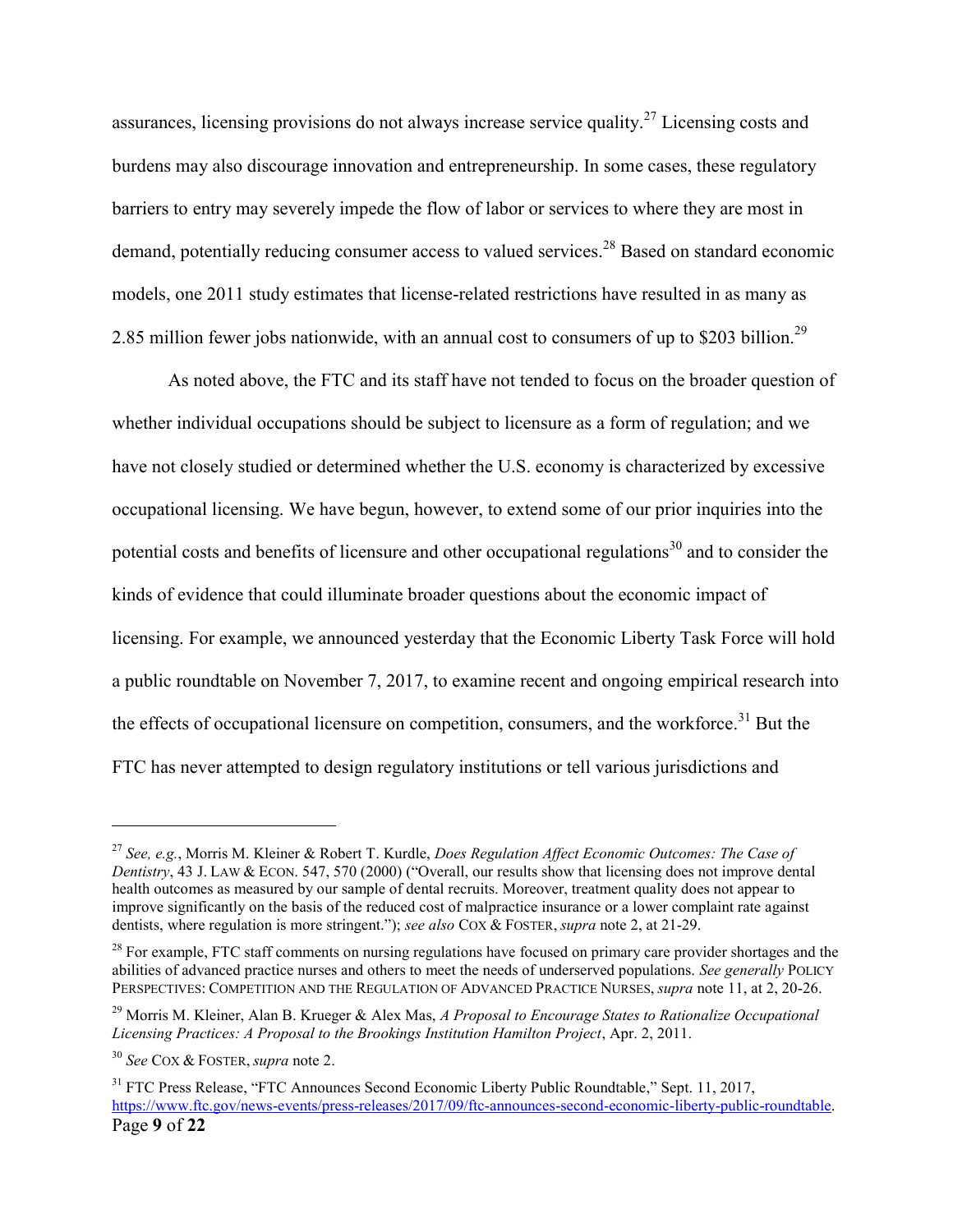assurances, licensing provisions do not always increase service quality.[27] Licensing costs and burdens may also discourage innovation and entrepreneurship. In some cases, these regulatory barriers to entry may severely impede the flow of labor or services to where they are most in demand, potentially reducing consumer access to valued services.[28] Based on standard economic models, one 2011 study estimates that license-related restrictions have resulted in as many as 2.85 million fewer jobs nationwide, with an annual cost to consumers of up to $203 billion.[29]

As noted above, the FTC and its staff have not tended to focus on the broader question of whether individual occupations should be subject to licensure as a form of regulation; and we have not closely studied or determined whether the U.S. economy is characterized by excessive occupational licensing. We have begun, however, to extend some of our prior inquiries into the potential costs and benefits of licensure and other occupational regulations[30] and to consider the kinds of evidence that could illuminate broader questions about the economic impact of licensing. For example, we announced yesterday that the Economic Liberty Task Force will hold a public roundtable on November 7, 2017, to examine recent and ongoing empirical research into the effects of occupational licensure on competition, consumers, and the workforce.[31] But the FTC has never attempted to design regulatory institutions or tell various jurisdictions and

---

[27] *See, e.g.*, Morris M. Kleiner & Robert T. Kurdle, *Does Regulation Affect Economic Outcomes: The Case of Dentistry*, 43 J. LAW & ECON. 547, 570 (2000) ("Overall, our results show that licensing does not improve dental health outcomes as measured by our sample of dental recruits. Moreover, treatment quality does not appear to improve significantly on the basis of the reduced cost of malpractice insurance or a lower complaint rate against dentists, where regulation is more stringent."); *see also* COX & FOSTER, *supra* note 2, at 21-29.

[28] For example, FTC staff comments on nursing regulations have focused on primary care provider shortages and the abilities of advanced practice nurses and others to meet the needs of underserved populations. *See generally* POLICY PERSPECTIVES: COMPETITION AND THE REGULATION OF ADVANCED PRACTICE NURSES, *supra* note 11, at 2, 20-26.

[29] Morris M. Kleiner, Alan B. Krueger & Alex Mas, *A Proposal to Encourage States to Rationalize Occupational Licensing Practices: A Proposal to the Brookings Institution Hamilton Project*, Apr. 2, 2011.

[30] *See* COX & FOSTER, *supra* note 2.

[31] FTC Press Release, "FTC Announces Second Economic Liberty Public Roundtable," Sept. 11, 2017, https://www.ftc.gov/news-events/press-releases/2017/09/ftc-announces-second-economic-liberty-public-roundtable.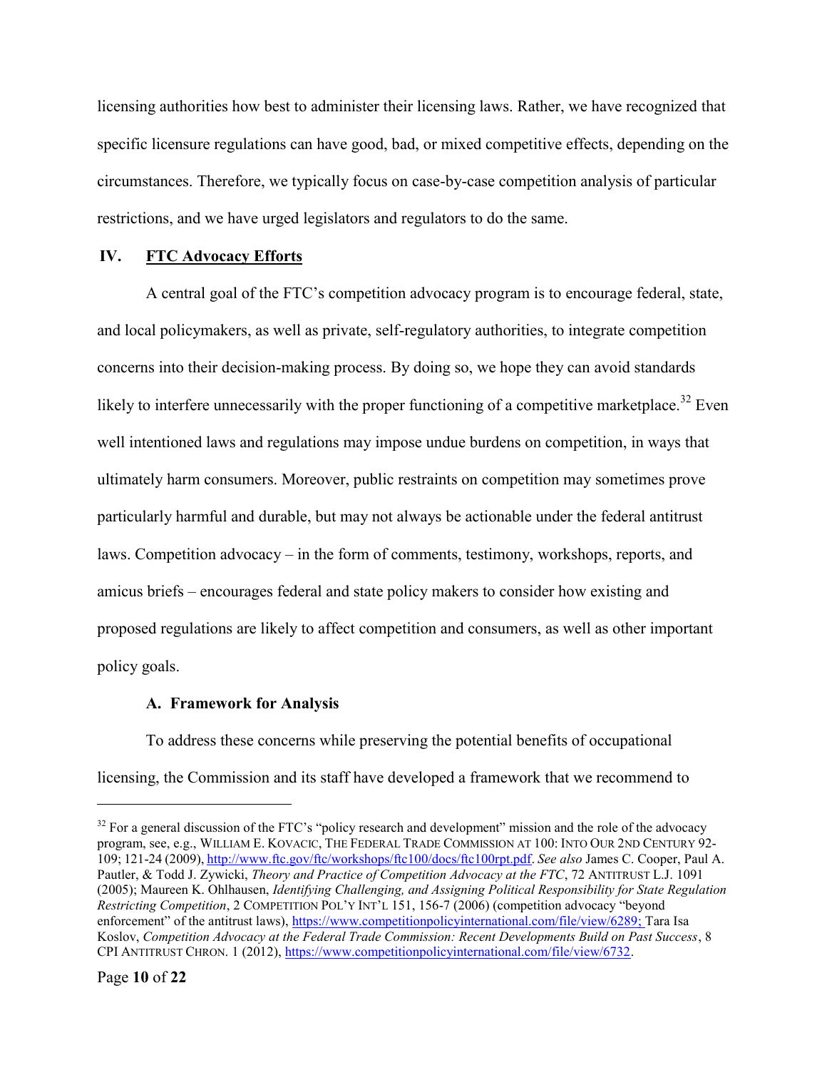licensing authorities how best to administer their licensing laws. Rather, we have recognized that specific licensure regulations can have good, bad, or mixed competitive effects, depending on the circumstances. Therefore, we typically focus on case-by-case competition analysis of particular restrictions, and we have urged legislators and regulators to do the same.

## IV. FTC Advocacy Efforts

A central goal of the FTC's competition advocacy program is to encourage federal, state, and local policymakers, as well as private, self-regulatory authorities, to integrate competition concerns into their decision-making process. By doing so, we hope they can avoid standards likely to interfere unnecessarily with the proper functioning of a competitive marketplace.[32] Even well intentioned laws and regulations may impose undue burdens on competition, in ways that ultimately harm consumers. Moreover, public restraints on competition may sometimes prove particularly harmful and durable, but may not always be actionable under the federal antitrust laws. Competition advocacy – in the form of comments, testimony, workshops, reports, and amicus briefs – encourages federal and state policy makers to consider how existing and proposed regulations are likely to affect competition and consumers, as well as other important policy goals.

### A. Framework for Analysis

To address these concerns while preserving the potential benefits of occupational licensing, the Commission and its staff have developed a framework that we recommend to

---

[32] For a general discussion of the FTC's "policy research and development" mission and the role of the advocacy program, see, e.g., WILLIAM E. KOVACIC, THE FEDERAL TRADE COMMISSION AT 100: INTO OUR 2ND CENTURY 92-109; 121-24 (2009), http://www.ftc.gov/ftc/workshops/ftc100/docs/ftc100rpt.pdf. *See also* James C. Cooper, Paul A. Pautler, & Todd J. Zywicki, *Theory and Practice of Competition Advocacy at the FTC*, 72 ANTITRUST L.J. 1091 (2005); Maureen K. Ohlhausen, *Identifying Challenging, and Assigning Political Responsibility for State Regulation Restricting Competition*, 2 COMPETITION POL'Y INT'L 151, 156-7 (2006) (competition advocacy "beyond enforcement" of the antitrust laws), https://www.competitionpolicyinternational.com/file/view/6289; Tara Isa Koslov, *Competition Advocacy at the Federal Trade Commission: Recent Developments Build on Past Success*, 8 CPI ANTITRUST CHRON. 1 (2012), https://www.competitionpolicyinternational.com/file/view/6732.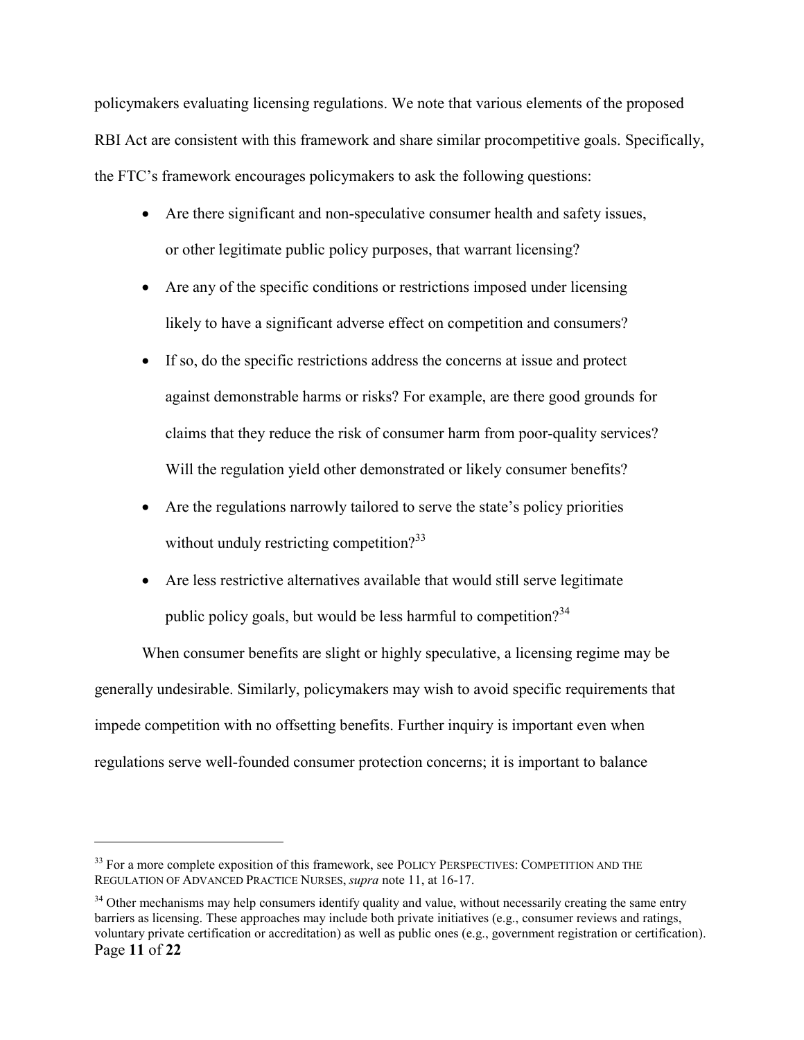policymakers evaluating licensing regulations. We note that various elements of the proposed RBI Act are consistent with this framework and share similar procompetitive goals. Specifically, the FTC's framework encourages policymakers to ask the following questions:

- Are there significant and non-speculative consumer health and safety issues, or other legitimate public policy purposes, that warrant licensing?
- Are any of the specific conditions or restrictions imposed under licensing likely to have a significant adverse effect on competition and consumers?
- If so, do the specific restrictions address the concerns at issue and protect against demonstrable harms or risks? For example, are there good grounds for claims that they reduce the risk of consumer harm from poor-quality services? Will the regulation yield other demonstrated or likely consumer benefits?
- Are the regulations narrowly tailored to serve the state's policy priorities without unduly restricting competition?[33]
- Are less restrictive alternatives available that would still serve legitimate public policy goals, but would be less harmful to competition?[34]

When consumer benefits are slight or highly speculative, a licensing regime may be generally undesirable. Similarly, policymakers may wish to avoid specific requirements that impede competition with no offsetting benefits. Further inquiry is important even when regulations serve well-founded consumer protection concerns; it is important to balance

---

[33] For a more complete exposition of this framework, see POLICY PERSPECTIVES: COMPETITION AND THE REGULATION OF ADVANCED PRACTICE NURSES, *supra* note 11, at 16-17.

[34] Other mechanisms may help consumers identify quality and value, without necessarily creating the same entry barriers as licensing. These approaches may include both private initiatives (e.g., consumer reviews and ratings, voluntary private certification or accreditation) as well as public ones (e.g., government registration or certification).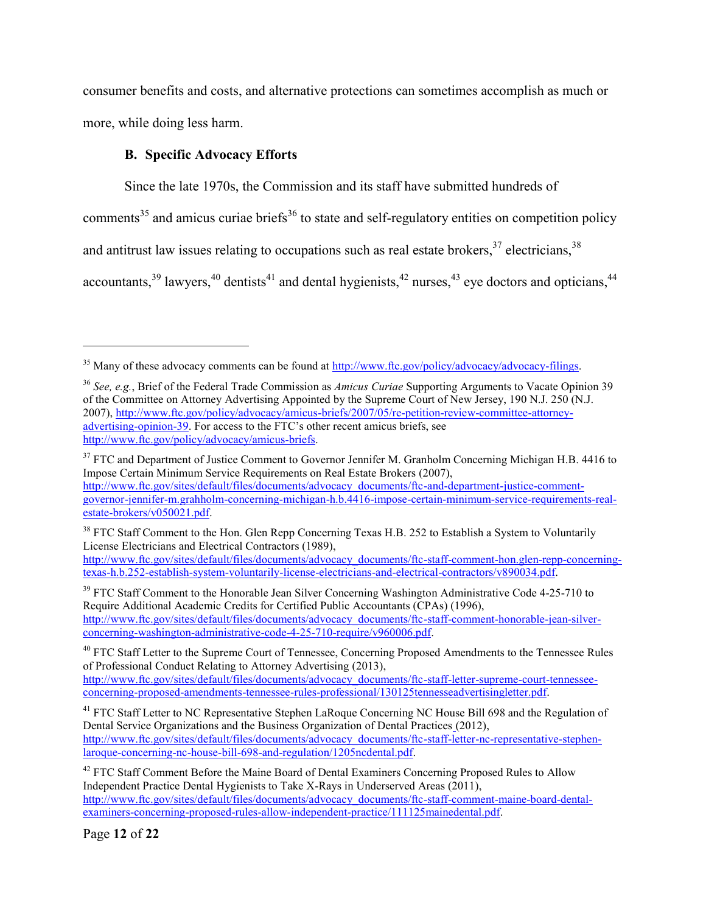consumer benefits and costs, and alternative protections can sometimes accomplish as much or more, while doing less harm.

### B. Specific Advocacy Efforts

Since the late 1970s, the Commission and its staff have submitted hundreds of comments[35] and amicus curiae briefs[36] to state and self-regulatory entities on competition policy and antitrust law issues relating to occupations such as real estate brokers,[37] electricians,[38] accountants,[39] lawyers,[40] dentists[41] and dental hygienists,[42] nurses,[43] eye doctors and opticians,[44]

---

[35] Many of these advocacy comments can be found at http://www.ftc.gov/policy/advocacy/advocacy-filings.

[36] *See, e.g.*, Brief of the Federal Trade Commission as *Amicus Curiae* Supporting Arguments to Vacate Opinion 39 of the Committee on Attorney Advertising Appointed by the Supreme Court of New Jersey, 190 N.J. 250 (N.J. 2007), http://www.ftc.gov/policy/advocacy/amicus-briefs/2007/05/re-petition-review-committee-attorney-advertising-opinion-39. For access to the FTC's other recent amicus briefs, see http://www.ftc.gov/policy/advocacy/amicus-briefs.

[37] FTC and Department of Justice Comment to Governor Jennifer M. Granholm Concerning Michigan H.B. 4416 to Impose Certain Minimum Service Requirements on Real Estate Brokers (2007), http://www.ftc.gov/sites/default/files/documents/advocacy_documents/ftc-and-department-justice-comment-governor-jennifer-m.grahholm-concerning-michigan-h.b.4416-impose-certain-minimum-service-requirements-real-estate-brokers/v050021.pdf.

[38] FTC Staff Comment to the Hon. Glen Repp Concerning Texas H.B. 252 to Establish a System to Voluntarily License Electricians and Electrical Contractors (1989), http://www.ftc.gov/sites/default/files/documents/advocacy_documents/ftc-staff-comment-hon.glen-repp-concerning-texas-h.b.252-establish-system-voluntarily-license-electricians-and-electrical-contractors/v890034.pdf.

[39] FTC Staff Comment to the Honorable Jean Silver Concerning Washington Administrative Code 4-25-710 to Require Additional Academic Credits for Certified Public Accountants (CPAs) (1996), http://www.ftc.gov/sites/default/files/documents/advocacy_documents/ftc-staff-comment-honorable-jean-silver-concerning-washington-administrative-code-4-25-710-require/v960006.pdf.

[40] FTC Staff Letter to the Supreme Court of Tennessee, Concerning Proposed Amendments to the Tennessee Rules of Professional Conduct Relating to Attorney Advertising (2013), http://www.ftc.gov/sites/default/files/documents/advocacy_documents/ftc-staff-letter-supreme-court-tennessee-concerning-proposed-amendments-tennessee-rules-professional/130125tennesseadvertisingletter.pdf.

[41] FTC Staff Letter to NC Representative Stephen LaRoque Concerning NC House Bill 698 and the Regulation of Dental Service Organizations and the Business Organization of Dental Practices (2012), http://www.ftc.gov/sites/default/files/documents/advocacy_documents/ftc-staff-letter-nc-representative-stephen-laroque-concerning-nc-house-bill-698-and-regulation/1205ncdental.pdf.

[42] FTC Staff Comment Before the Maine Board of Dental Examiners Concerning Proposed Rules to Allow Independent Practice Dental Hygienists to Take X-Rays in Underserved Areas (2011), http://www.ftc.gov/sites/default/files/documents/advocacy_documents/ftc-staff-comment-maine-board-dental-examiners-concerning-proposed-rules-allow-independent-practice/111125mainedental.pdf.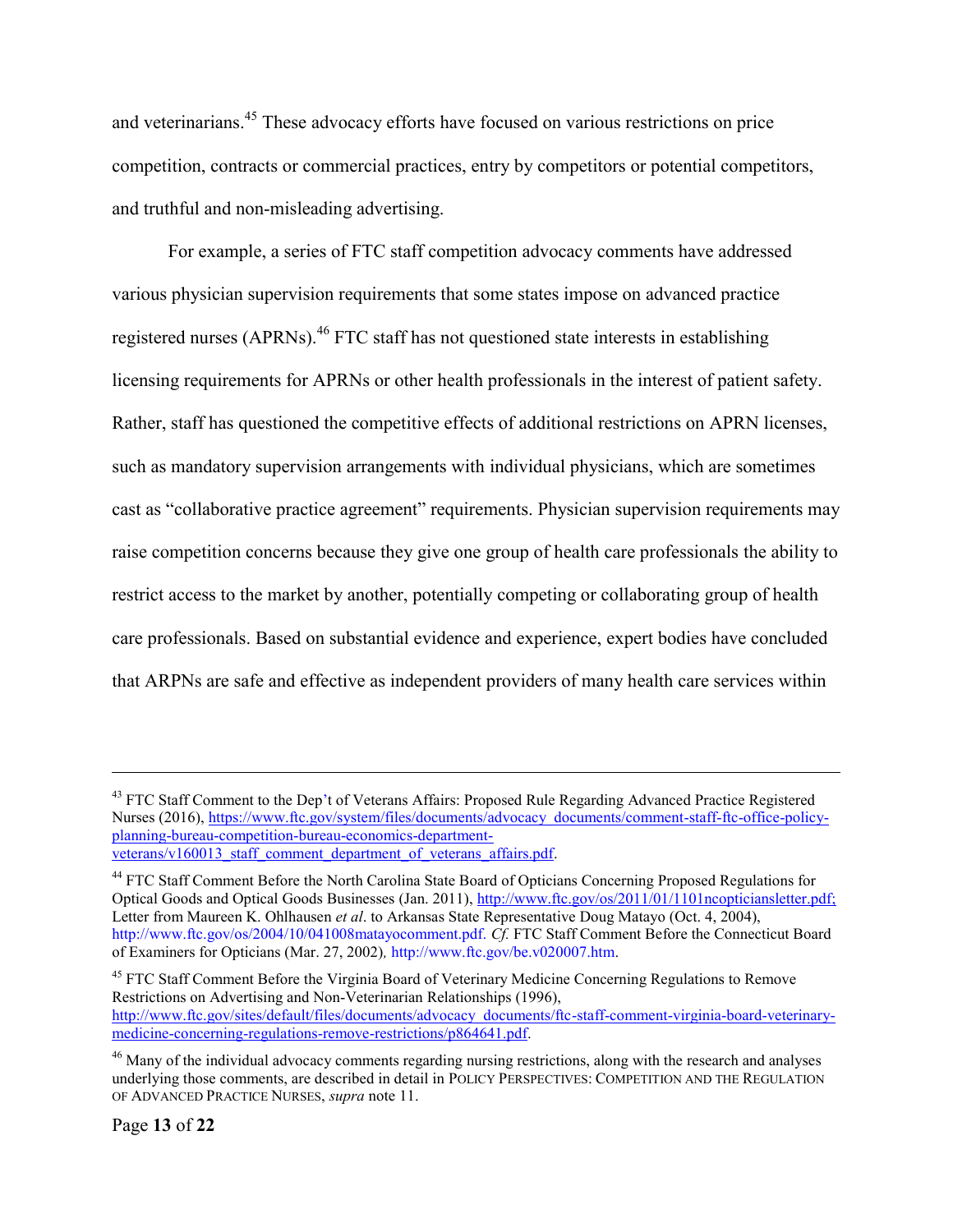and veterinarians.[45] These advocacy efforts have focused on various restrictions on price competition, contracts or commercial practices, entry by competitors or potential competitors, and truthful and non-misleading advertising.

For example, a series of FTC staff competition advocacy comments have addressed various physician supervision requirements that some states impose on advanced practice registered nurses (APRNs).[46] FTC staff has not questioned state interests in establishing licensing requirements for APRNs or other health professionals in the interest of patient safety. Rather, staff has questioned the competitive effects of additional restrictions on APRN licenses, such as mandatory supervision arrangements with individual physicians, which are sometimes cast as "collaborative practice agreement" requirements. Physician supervision requirements may raise competition concerns because they give one group of health care professionals the ability to restrict access to the market by another, potentially competing or collaborating group of health care professionals. Based on substantial evidence and experience, expert bodies have concluded that ARPNs are safe and effective as independent providers of many health care services within

---

[43] FTC Staff Comment to the Dep't of Veterans Affairs: Proposed Rule Regarding Advanced Practice Registered Nurses (2016), https://www.ftc.gov/system/files/documents/advocacy_documents/comment-staff-ftc-office-policy-planning-bureau-competition-bureau-economics-department-veterans/v160013_staff_comment_department_of_veterans_affairs.pdf.

[44] FTC Staff Comment Before the North Carolina State Board of Opticians Concerning Proposed Regulations for Optical Goods and Optical Goods Businesses (Jan. 2011), http://www.ftc.gov/os/2011/01/1101ncopticiansletter.pdf; Letter from Maureen K. Ohlhausen *et al*. to Arkansas State Representative Doug Matayo (Oct. 4, 2004), http://www.ftc.gov/os/2004/10/041008matayocomment.pdf. *Cf.* FTC Staff Comment Before the Connecticut Board of Examiners for Opticians (Mar. 27, 2002)*,* http://www.ftc.gov/be.v020007.htm.

[45] FTC Staff Comment Before the Virginia Board of Veterinary Medicine Concerning Regulations to Remove Restrictions on Advertising and Non-Veterinarian Relationships (1996), http://www.ftc.gov/sites/default/files/documents/advocacy_documents/ftc-staff-comment-virginia-board-veterinary-medicine-concerning-regulations-remove-restrictions/p864641.pdf.

[46] Many of the individual advocacy comments regarding nursing restrictions, along with the research and analyses underlying those comments, are described in detail in POLICY PERSPECTIVES: COMPETITION AND THE REGULATION OF ADVANCED PRACTICE NURSES, *supra* note 11.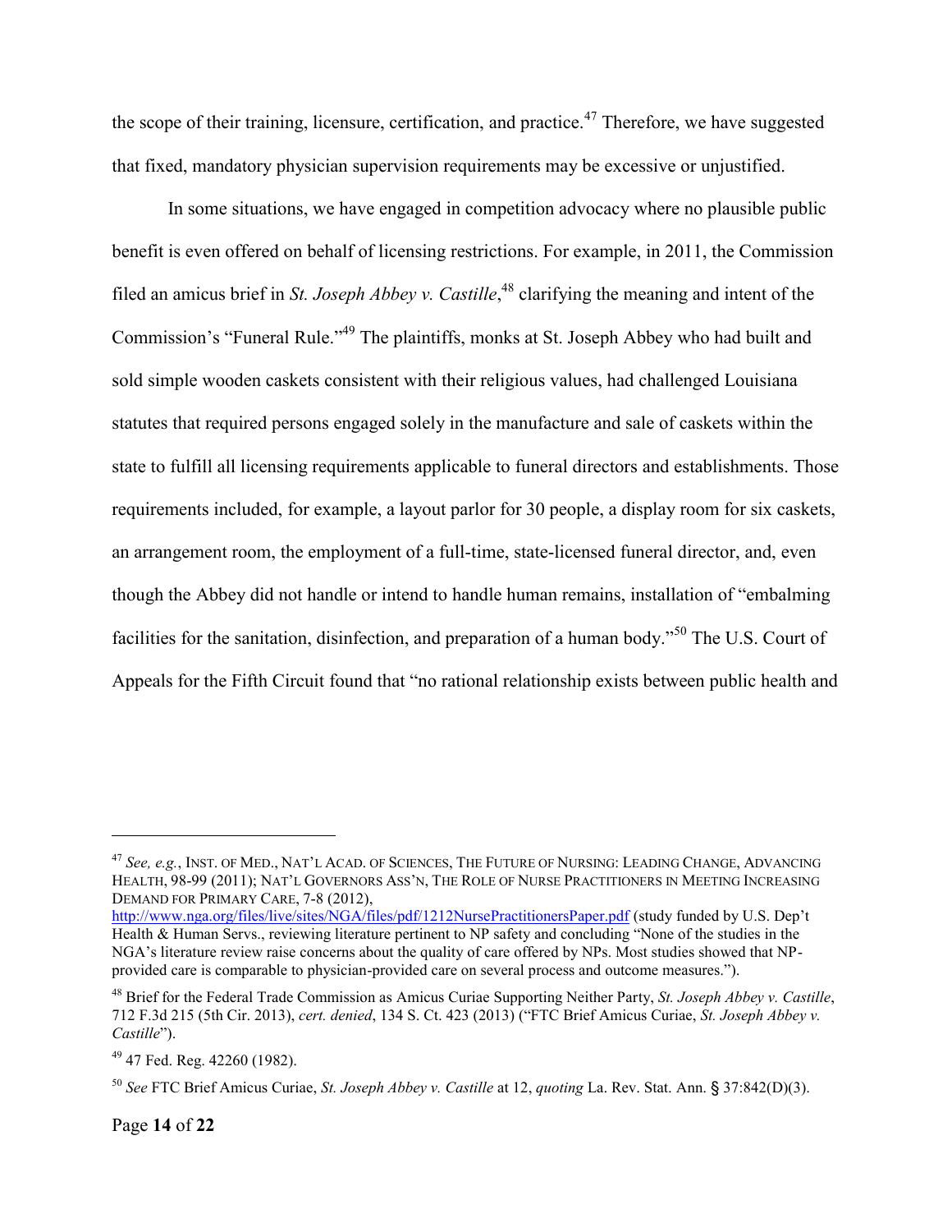the scope of their training, licensure, certification, and practice.[47] Therefore, we have suggested that fixed, mandatory physician supervision requirements may be excessive or unjustified.

In some situations, we have engaged in competition advocacy where no plausible public benefit is even offered on behalf of licensing restrictions. For example, in 2011, the Commission filed an amicus brief in *St. Joseph Abbey v. Castille*,[48] clarifying the meaning and intent of the Commission's "Funeral Rule."[49] The plaintiffs, monks at St. Joseph Abbey who had built and sold simple wooden caskets consistent with their religious values, had challenged Louisiana statutes that required persons engaged solely in the manufacture and sale of caskets within the state to fulfill all licensing requirements applicable to funeral directors and establishments. Those requirements included, for example, a layout parlor for 30 people, a display room for six caskets, an arrangement room, the employment of a full-time, state-licensed funeral director, and, even though the Abbey did not handle or intend to handle human remains, installation of "embalming facilities for the sanitation, disinfection, and preparation of a human body."[50] The U.S. Court of Appeals for the Fifth Circuit found that "no rational relationship exists between public health and

---

[47] *See, e.g.*, INST. OF MED., NAT'L ACAD. OF SCIENCES, THE FUTURE OF NURSING: LEADING CHANGE, ADVANCING HEALTH, 98-99 (2011); NAT'L GOVERNORS ASS'N, THE ROLE OF NURSE PRACTITIONERS IN MEETING INCREASING DEMAND FOR PRIMARY CARE, 7-8 (2012), http://www.nga.org/files/live/sites/NGA/files/pdf/1212NursePractitionersPaper.pdf (study funded by U.S. Dep't Health & Human Servs., reviewing literature pertinent to NP safety and concluding "None of the studies in the NGA's literature review raise concerns about the quality of care offered by NPs. Most studies showed that NP-provided care is comparable to physician-provided care on several process and outcome measures.").

[48] Brief for the Federal Trade Commission as Amicus Curiae Supporting Neither Party, *St. Joseph Abbey v. Castille*, 712 F.3d 215 (5th Cir. 2013), *cert. denied*, 134 S. Ct. 423 (2013) ("FTC Brief Amicus Curiae, *St. Joseph Abbey v. Castille*").

[49] 47 Fed. Reg. 42260 (1982).

[50] *See* FTC Brief Amicus Curiae, *St. Joseph Abbey v. Castille* at 12, *quoting* La. Rev. Stat. Ann. § 37:842(D)(3).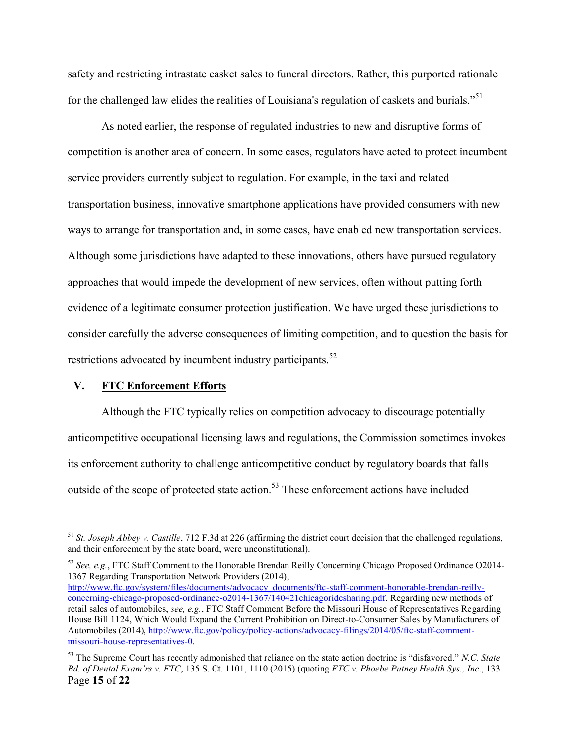safety and restricting intrastate casket sales to funeral directors. Rather, this purported rationale for the challenged law elides the realities of Louisiana's regulation of caskets and burials."[51]

As noted earlier, the response of regulated industries to new and disruptive forms of competition is another area of concern. In some cases, regulators have acted to protect incumbent service providers currently subject to regulation. For example, in the taxi and related transportation business, innovative smartphone applications have provided consumers with new ways to arrange for transportation and, in some cases, have enabled new transportation services. Although some jurisdictions have adapted to these innovations, others have pursued regulatory approaches that would impede the development of new services, often without putting forth evidence of a legitimate consumer protection justification. We have urged these jurisdictions to consider carefully the adverse consequences of limiting competition, and to question the basis for restrictions advocated by incumbent industry participants.[52]

## V. <u>FTC Enforcement Efforts</u>

Although the FTC typically relies on competition advocacy to discourage potentially anticompetitive occupational licensing laws and regulations, the Commission sometimes invokes its enforcement authority to challenge anticompetitive conduct by regulatory boards that falls outside of the scope of protected state action.[53] These enforcement actions have included

---

[51] *St. Joseph Abbey v. Castille*, 712 F.3d at 226 (affirming the district court decision that the challenged regulations, and their enforcement by the state board, were unconstitutional).

[52] *See, e.g.*, FTC Staff Comment to the Honorable Brendan Reilly Concerning Chicago Proposed Ordinance O2014-1367 Regarding Transportation Network Providers (2014), http://www.ftc.gov/system/files/documents/advocacy_documents/ftc-staff-comment-honorable-brendan-reilly-concerning-chicago-proposed-ordinance-o2014-1367/140421chicagoridesharing.pdf. Regarding new methods of retail sales of automobiles, *see, e.g.*, FTC Staff Comment Before the Missouri House of Representatives Regarding House Bill 1124, Which Would Expand the Current Prohibition on Direct-to-Consumer Sales by Manufacturers of Automobiles (2014), http://www.ftc.gov/policy/policy-actions/advocacy-filings/2014/05/ftc-staff-comment-missouri-house-representatives-0.

[53] The Supreme Court has recently admonished that reliance on the state action doctrine is "disfavored." *N.C. State Bd. of Dental Exam'rs v. FTC*, 135 S. Ct. 1101, 1110 (2015) (quoting *FTC v. Phoebe Putney Health Sys., Inc*., 133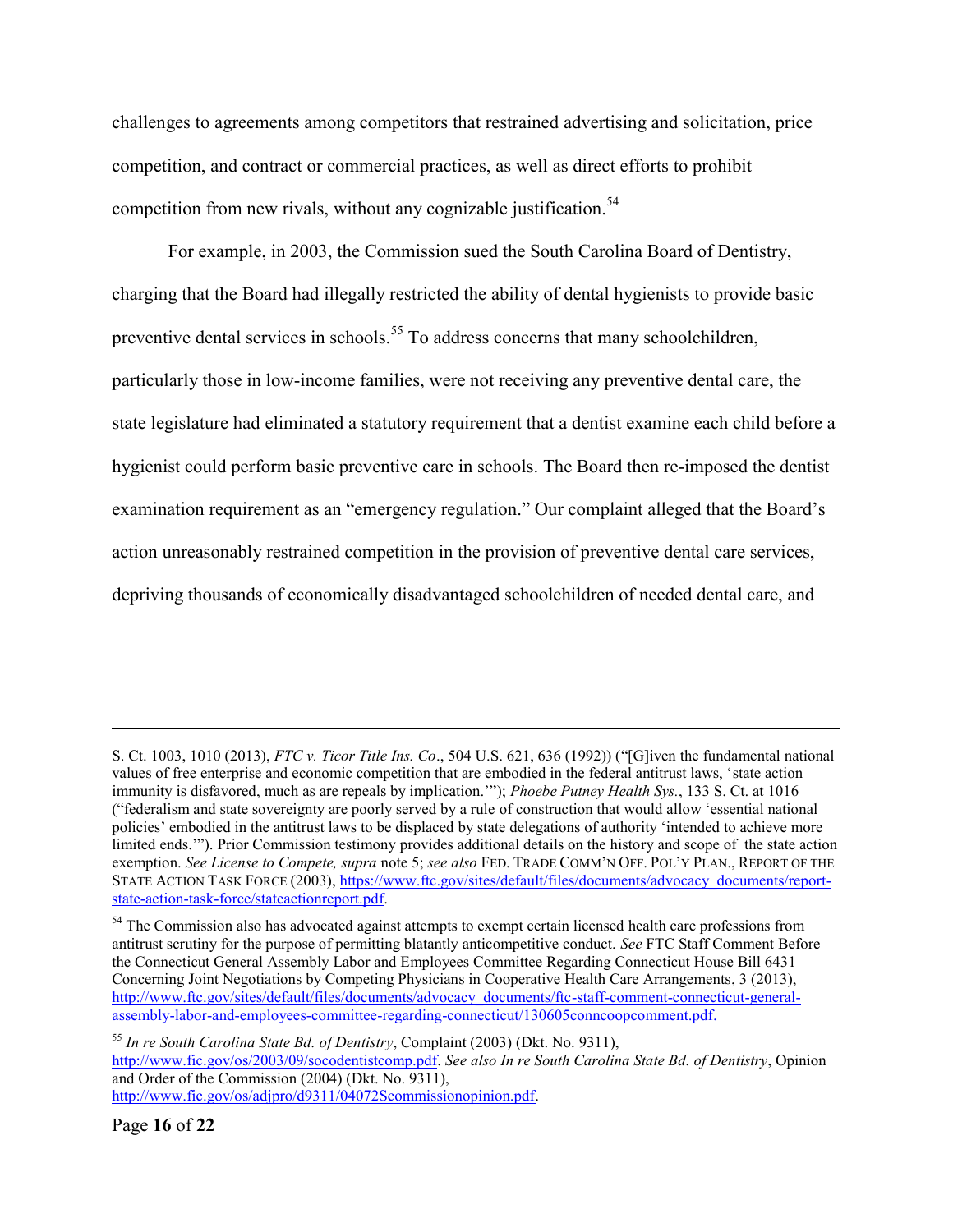challenges to agreements among competitors that restrained advertising and solicitation, price competition, and contract or commercial practices, as well as direct efforts to prohibit competition from new rivals, without any cognizable justification.[54]

For example, in 2003, the Commission sued the South Carolina Board of Dentistry, charging that the Board had illegally restricted the ability of dental hygienists to provide basic preventive dental services in schools.[55] To address concerns that many schoolchildren, particularly those in low-income families, were not receiving any preventive dental care, the state legislature had eliminated a statutory requirement that a dentist examine each child before a hygienist could perform basic preventive care in schools. The Board then re-imposed the dentist examination requirement as an "emergency regulation." Our complaint alleged that the Board's action unreasonably restrained competition in the provision of preventive dental care services, depriving thousands of economically disadvantaged schoolchildren of needed dental care, and

---

S. Ct. 1003, 1010 (2013), *FTC v. Ticor Title Ins. Co*., 504 U.S. 621, 636 (1992)) ("[G]iven the fundamental national values of free enterprise and economic competition that are embodied in the federal antitrust laws, 'state action immunity is disfavored, much as are repeals by implication.'"); *Phoebe Putney Health Sys.*, 133 S. Ct. at 1016 ("federalism and state sovereignty are poorly served by a rule of construction that would allow 'essential national policies' embodied in the antitrust laws to be displaced by state delegations of authority 'intended to achieve more limited ends.'"). Prior Commission testimony provides additional details on the history and scope of the state action exemption. *See License to Compete, supra* note 5; *see also* FED. TRADE COMM'N OFF. POL'Y PLAN., REPORT OF THE STATE ACTION TASK FORCE (2003), https://www.ftc.gov/sites/default/files/documents/advocacy_documents/report-state-action-task-force/stateactionreport.pdf.

[54] The Commission also has advocated against attempts to exempt certain licensed health care professions from antitrust scrutiny for the purpose of permitting blatantly anticompetitive conduct. *See* FTC Staff Comment Before the Connecticut General Assembly Labor and Employees Committee Regarding Connecticut House Bill 6431 Concerning Joint Negotiations by Competing Physicians in Cooperative Health Care Arrangements, 3 (2013), http://www.ftc.gov/sites/default/files/documents/advocacy_documents/ftc-staff-comment-connecticut-general-assembly-labor-and-employees-committee-regarding-connecticut/130605conncoopcomment.pdf.

[55] *In re South Carolina State Bd. of Dentistry*, Complaint (2003) (Dkt. No. 9311), http://www.ftc.gov/os/2003/09/socodentistcomp.pdf. *See also In re South Carolina State Bd. of Dentistry*, Opinion and Order of the Commission (2004) (Dkt. No. 9311), http://www.ftc.gov/os/adjpro/d9311/040728commissionopinion.pdf.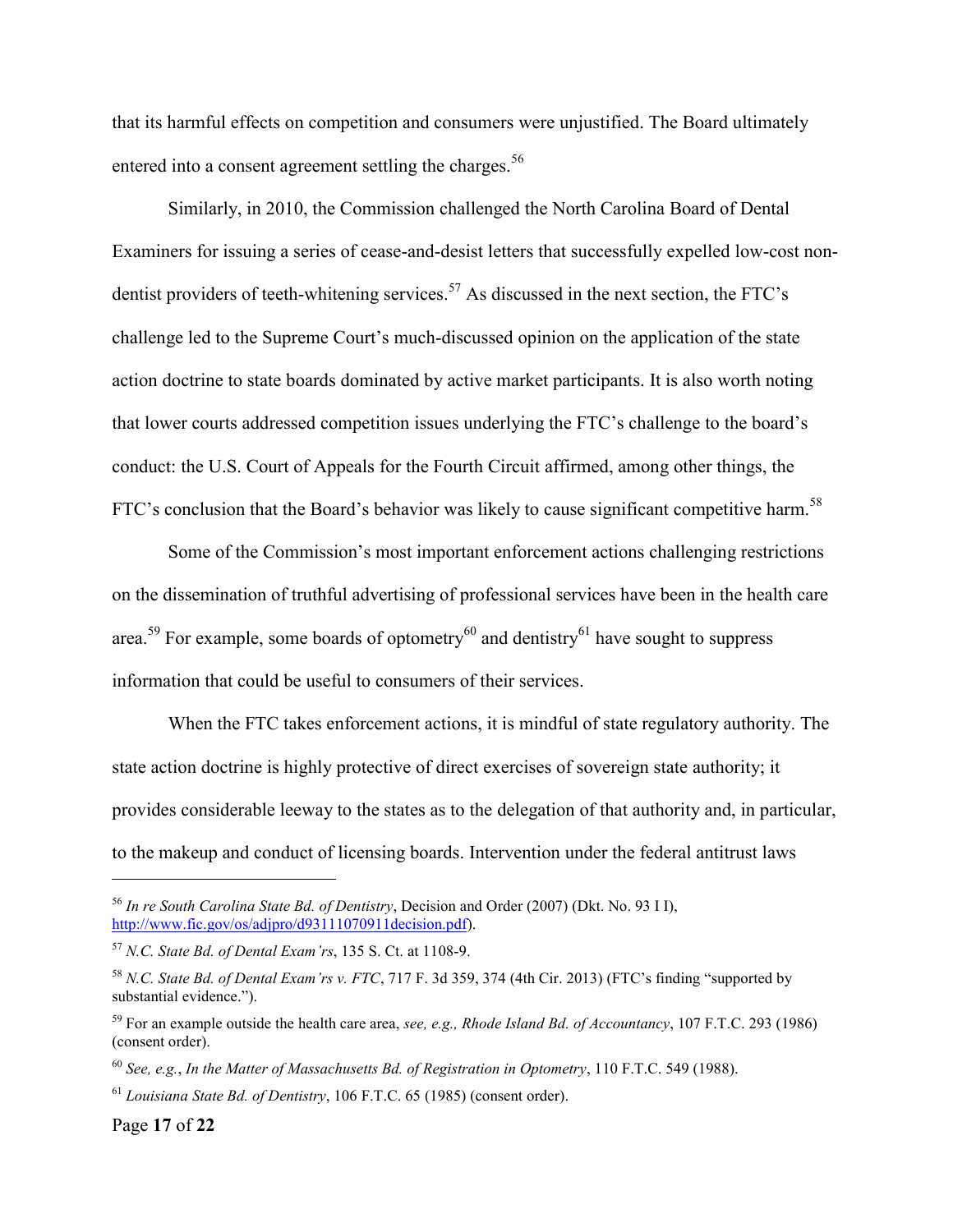that its harmful effects on competition and consumers were unjustified. The Board ultimately entered into a consent agreement settling the charges.[56]

Similarly, in 2010, the Commission challenged the North Carolina Board of Dental Examiners for issuing a series of cease-and-desist letters that successfully expelled low-cost non-dentist providers of teeth-whitening services.[57] As discussed in the next section, the FTC's challenge led to the Supreme Court's much-discussed opinion on the application of the state action doctrine to state boards dominated by active market participants. It is also worth noting that lower courts addressed competition issues underlying the FTC's challenge to the board's conduct: the U.S. Court of Appeals for the Fourth Circuit affirmed, among other things, the FTC's conclusion that the Board's behavior was likely to cause significant competitive harm.[58]

Some of the Commission's most important enforcement actions challenging restrictions on the dissemination of truthful advertising of professional services have been in the health care area.[59] For example, some boards of optometry[60] and dentistry[61] have sought to suppress information that could be useful to consumers of their services.

When the FTC takes enforcement actions, it is mindful of state regulatory authority. The state action doctrine is highly protective of direct exercises of sovereign state authority; it provides considerable leeway to the states as to the delegation of that authority and, in particular, to the makeup and conduct of licensing boards. Intervention under the federal antitrust laws

---

[56] *In re South Carolina State Bd. of Dentistry*, Decision and Order (2007) (Dkt. No. 93 I I), http://www.ftc.gov/os/adjpro/d93111070911decision.pdf).

[57] *N.C. State Bd. of Dental Exam'rs*, 135 S. Ct. at 1108-9.

[58] *N.C. State Bd. of Dental Exam'rs v. FTC*, 717 F. 3d 359, 374 (4th Cir. 2013) (FTC's finding "supported by substantial evidence.").

[59] For an example outside the health care area, *see, e.g., Rhode Island Bd. of Accountancy*, 107 F.T.C. 293 (1986) (consent order).

[60] *See, e.g.*, *In the Matter of Massachusetts Bd. of Registration in Optometry*, 110 F.T.C. 549 (1988).

[61] *Louisiana State Bd. of Dentistry*, 106 F.T.C. 65 (1985) (consent order).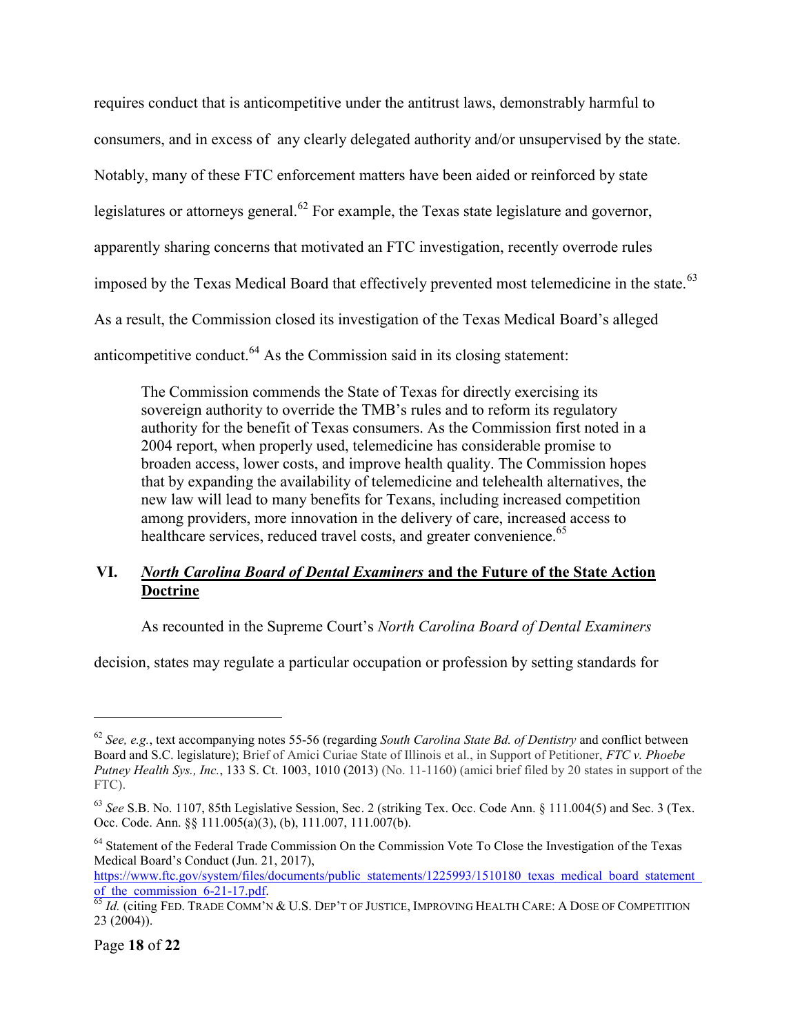requires conduct that is anticompetitive under the antitrust laws, demonstrably harmful to consumers, and in excess of any clearly delegated authority and/or unsupervised by the state. Notably, many of these FTC enforcement matters have been aided or reinforced by state legislatures or attorneys general.[62] For example, the Texas state legislature and governor, apparently sharing concerns that motivated an FTC investigation, recently overrode rules imposed by the Texas Medical Board that effectively prevented most telemedicine in the state.[63] As a result, the Commission closed its investigation of the Texas Medical Board's alleged anticompetitive conduct.[64] As the Commission said in its closing statement:

> The Commission commends the State of Texas for directly exercising its sovereign authority to override the TMB's rules and to reform its regulatory authority for the benefit of Texas consumers. As the Commission first noted in a 2004 report, when properly used, telemedicine has considerable promise to broaden access, lower costs, and improve health quality. The Commission hopes that by expanding the availability of telemedicine and telehealth alternatives, the new law will lead to many benefits for Texans, including increased competition among providers, more innovation in the delivery of care, increased access to healthcare services, reduced travel costs, and greater convenience.[65]

## VI. *North Carolina Board of Dental Examiners* and the Future of the State Action Doctrine

As recounted in the Supreme Court's *North Carolina Board of Dental Examiners* decision, states may regulate a particular occupation or profession by setting standards for

---

[62] *See, e.g.*, text accompanying notes 55-56 (regarding *South Carolina State Bd. of Dentistry* and conflict between Board and S.C. legislature); Brief of Amici Curiae State of Illinois et al., in Support of Petitioner, *FTC v. Phoebe Putney Health Sys., Inc.*, 133 S. Ct. 1003, 1010 (2013) (No. 11-1160) (amici brief filed by 20 states in support of the FTC).

[63] *See* S.B. No. 1107, 85th Legislative Session, Sec. 2 (striking Tex. Occ. Code Ann. § 111.004(5) and Sec. 3 (Tex. Occ. Code. Ann. §§ 111.005(a)(3), (b), 111.007, 111.007(b).

[64] Statement of the Federal Trade Commission On the Commission Vote To Close the Investigation of the Texas Medical Board's Conduct (Jun. 21, 2017), https://www.ftc.gov/system/files/documents/public_statements/1225993/1510180_texas_medical_board_statement_of_the_commission_6-21-17.pdf.

[65] *Id.* (citing FED. TRADE COMM'N & U.S. DEP'T OF JUSTICE, IMPROVING HEALTH CARE: A DOSE OF COMPETITION 23 (2004)).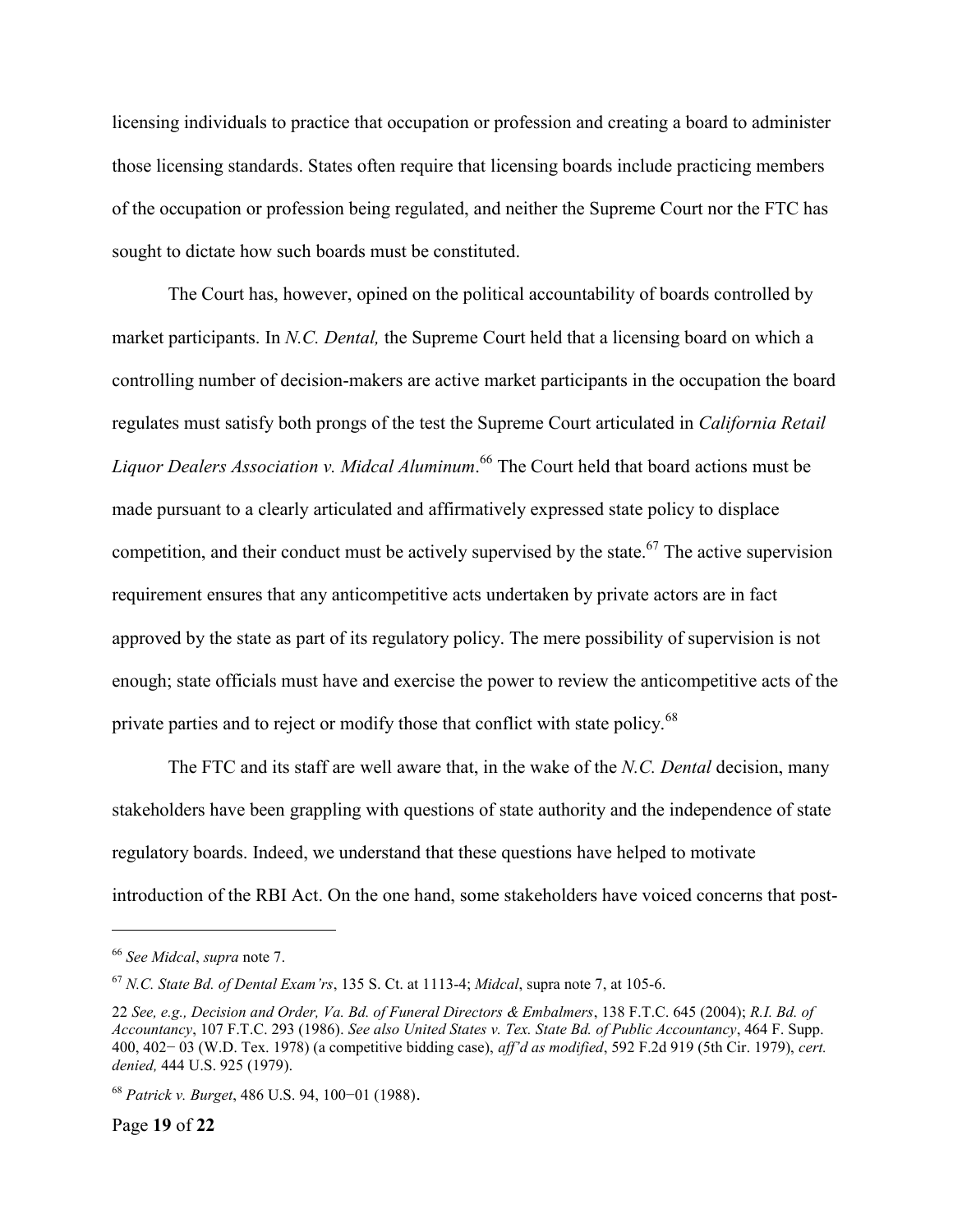licensing individuals to practice that occupation or profession and creating a board to administer those licensing standards. States often require that licensing boards include practicing members of the occupation or profession being regulated, and neither the Supreme Court nor the FTC has sought to dictate how such boards must be constituted.

The Court has, however, opined on the political accountability of boards controlled by market participants. In *N.C. Dental,* the Supreme Court held that a licensing board on which a controlling number of decision-makers are active market participants in the occupation the board regulates must satisfy both prongs of the test the Supreme Court articulated in *California Retail Liquor Dealers Association v. Midcal Aluminum*.[66] The Court held that board actions must be made pursuant to a clearly articulated and affirmatively expressed state policy to displace competition, and their conduct must be actively supervised by the state.[67] The active supervision requirement ensures that any anticompetitive acts undertaken by private actors are in fact approved by the state as part of its regulatory policy. The mere possibility of supervision is not enough; state officials must have and exercise the power to review the anticompetitive acts of the private parties and to reject or modify those that conflict with state policy.[68]

The FTC and its staff are well aware that, in the wake of the *N.C. Dental* decision, many stakeholders have been grappling with questions of state authority and the independence of state regulatory boards. Indeed, we understand that these questions have helped to motivate introduction of the RBI Act. On the one hand, some stakeholders have voiced concerns that post-

---

[66] *See Midcal*, *supra* note 7.

[67] *N.C. State Bd. of Dental Exam'rs*, 135 S. Ct. at 1113-4; *Midcal*, supra note 7, at 105-6.

22 *See, e.g., Decision and Order, Va. Bd. of Funeral Directors & Embalmers*, 138 F.T.C. 645 (2004); *R.I. Bd. of Accountancy*, 107 F.T.C. 293 (1986). *See also United States v. Tex. State Bd. of Public Accountancy*, 464 F. Supp. 400, 402− 03 (W.D. Tex. 1978) (a competitive bidding case), *aff'd as modified*, 592 F.2d 919 (5th Cir. 1979), *cert. denied,* 444 U.S. 925 (1979).

[68] *Patrick v. Burget*, 486 U.S. 94, 100−01 (1988).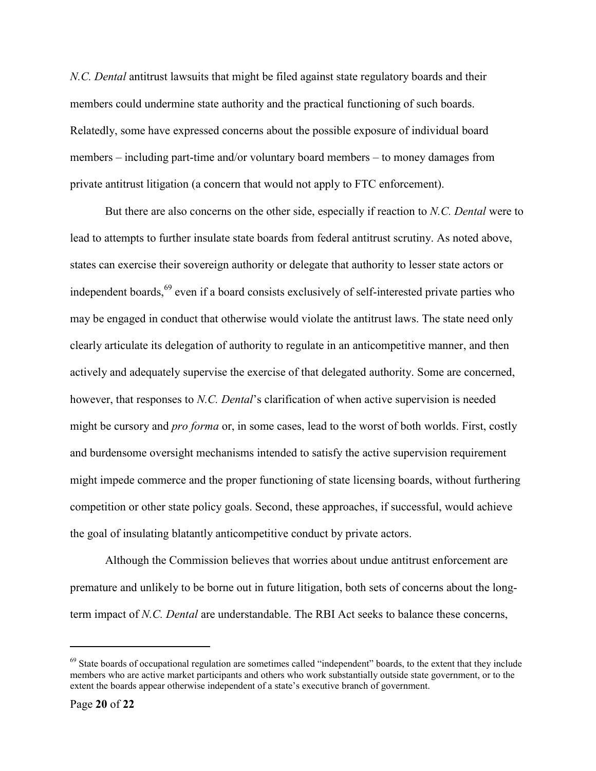*N.C. Dental* antitrust lawsuits that might be filed against state regulatory boards and their members could undermine state authority and the practical functioning of such boards. Relatedly, some have expressed concerns about the possible exposure of individual board members – including part-time and/or voluntary board members – to money damages from private antitrust litigation (a concern that would not apply to FTC enforcement).

But there are also concerns on the other side, especially if reaction to *N.C. Dental* were to lead to attempts to further insulate state boards from federal antitrust scrutiny. As noted above, states can exercise their sovereign authority or delegate that authority to lesser state actors or independent boards,[69] even if a board consists exclusively of self-interested private parties who may be engaged in conduct that otherwise would violate the antitrust laws. The state need only clearly articulate its delegation of authority to regulate in an anticompetitive manner, and then actively and adequately supervise the exercise of that delegated authority. Some are concerned, however, that responses to *N.C. Dental*'s clarification of when active supervision is needed might be cursory and *pro forma* or, in some cases, lead to the worst of both worlds. First, costly and burdensome oversight mechanisms intended to satisfy the active supervision requirement might impede commerce and the proper functioning of state licensing boards, without furthering competition or other state policy goals. Second, these approaches, if successful, would achieve the goal of insulating blatantly anticompetitive conduct by private actors.

Although the Commission believes that worries about undue antitrust enforcement are premature and unlikely to be borne out in future litigation, both sets of concerns about the long-term impact of *N.C. Dental* are understandable. The RBI Act seeks to balance these concerns,

---

[69] State boards of occupational regulation are sometimes called "independent" boards, to the extent that they include members who are active market participants and others who work substantially outside state government, or to the extent the boards appear otherwise independent of a state's executive branch of government.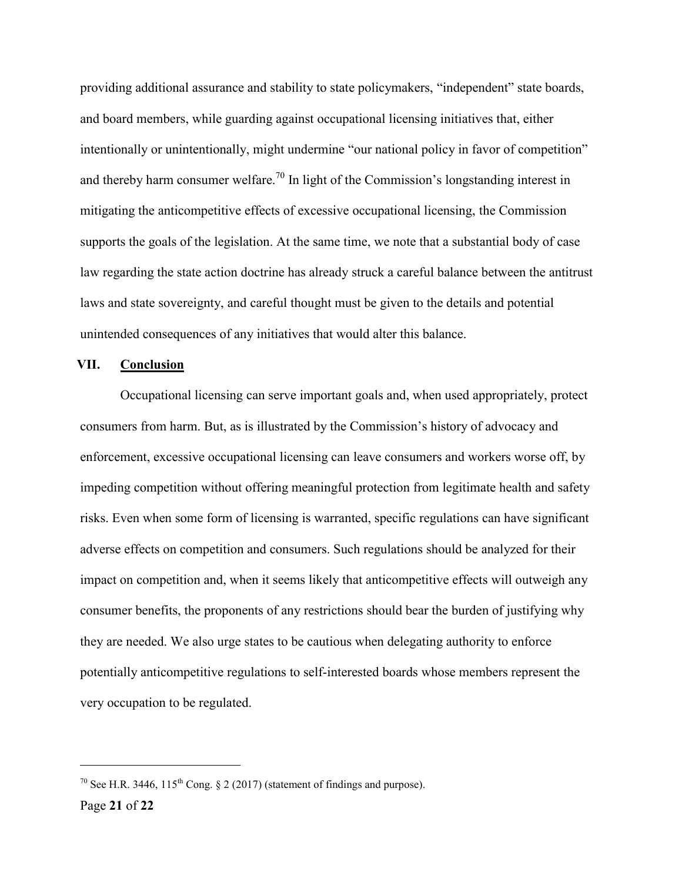providing additional assurance and stability to state policymakers, "independent" state boards, and board members, while guarding against occupational licensing initiatives that, either intentionally or unintentionally, might undermine "our national policy in favor of competition" and thereby harm consumer welfare.[70] In light of the Commission's longstanding interest in mitigating the anticompetitive effects of excessive occupational licensing, the Commission supports the goals of the legislation. At the same time, we note that a substantial body of case law regarding the state action doctrine has already struck a careful balance between the antitrust laws and state sovereignty, and careful thought must be given to the details and potential unintended consequences of any initiatives that would alter this balance.

## VII. Conclusion

Occupational licensing can serve important goals and, when used appropriately, protect consumers from harm. But, as is illustrated by the Commission's history of advocacy and enforcement, excessive occupational licensing can leave consumers and workers worse off, by impeding competition without offering meaningful protection from legitimate health and safety risks. Even when some form of licensing is warranted, specific regulations can have significant adverse effects on competition and consumers. Such regulations should be analyzed for their impact on competition and, when it seems likely that anticompetitive effects will outweigh any consumer benefits, the proponents of any restrictions should bear the burden of justifying why they are needed. We also urge states to be cautious when delegating authority to enforce potentially anticompetitive regulations to self-interested boards whose members represent the very occupation to be regulated.

---

[70] See H.R. 3446, 115th Cong. § 2 (2017) (statement of findings and purpose).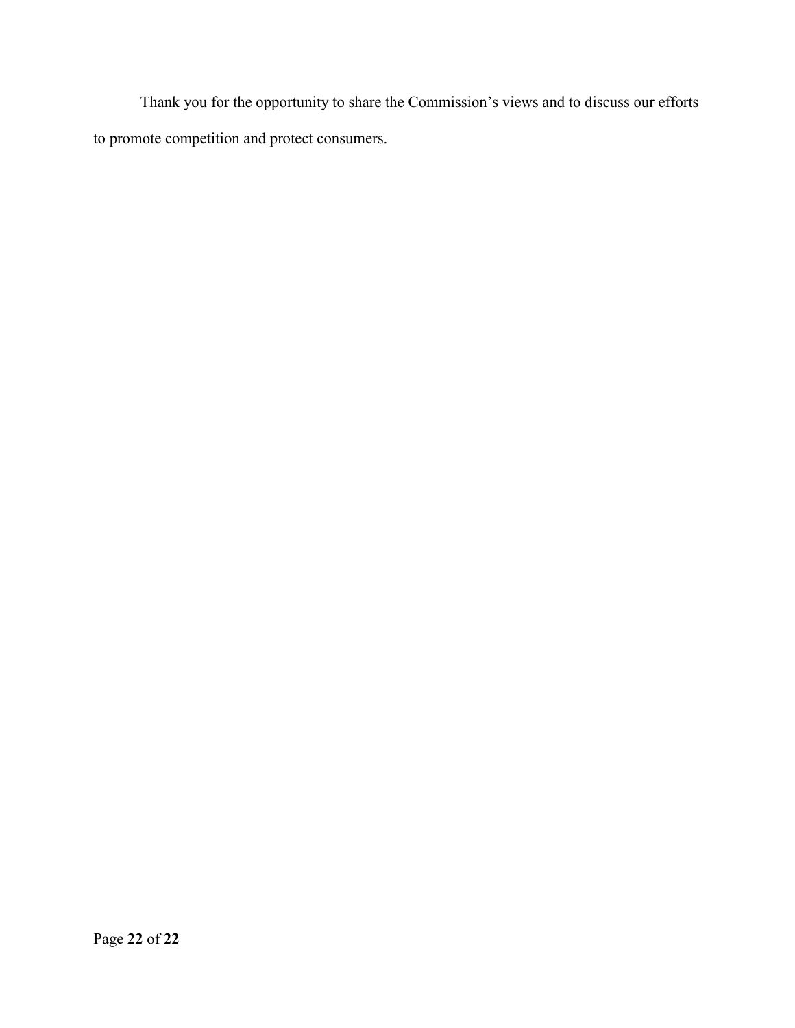Thank you for the opportunity to share the Commission's views and to discuss our efforts to promote competition and protect consumers.